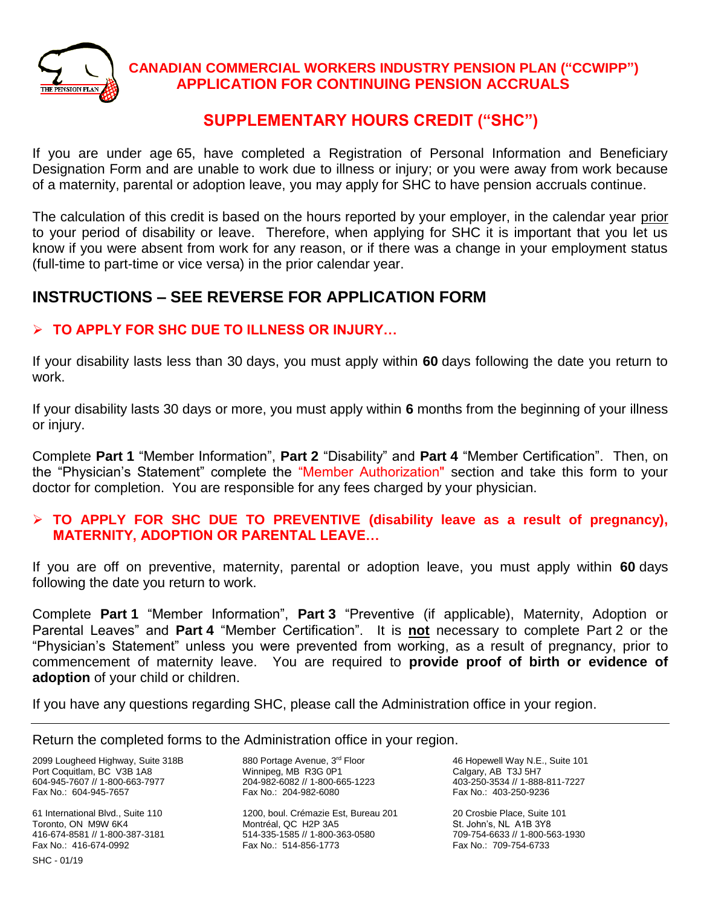# CANADIAN COMMERCIAL WORKERS INDUSTRY PENSION PLAN ("CCWIPP")
# APPLICATION FOR CONTINUING PENSION ACCRUALS

## SUPPLEMENTARY HOURS CREDIT ("SHC")

If you are under age 65, have completed a Registration of Personal Information and Beneficiary Designation Form and are unable to work due to illness or injury; or you were away from work because of a maternity, parental or adoption leave, you may apply for SHC to have pension accruals continue.

The calculation of this credit is based on the hours reported by your employer, in the calendar year prior to your period of disability or leave. Therefore, when applying for SHC it is important that you let us know if you were absent from work for any reason, or if there was a change in your employment status (full-time to part-time or vice versa) in the prior calendar year.

## INSTRUCTIONS – SEE REVERSE FOR APPLICATION FORM

### ➢ TO APPLY FOR SHC DUE TO ILLNESS OR INJURY…

If your disability lasts less than 30 days, you must apply within **60** days following the date you return to work.

If your disability lasts 30 days or more, you must apply within **6** months from the beginning of your illness or injury.

Complete **Part 1** "Member Information", **Part 2** "Disability" and **Part 4** "Member Certification". Then, on the "Physician's Statement" complete the "Member Authorization" section and take this form to your doctor for completion. You are responsible for any fees charged by your physician.

### ➢ TO APPLY FOR SHC DUE TO PREVENTIVE (disability leave as a result of pregnancy), MATERNITY, ADOPTION OR PARENTAL LEAVE…

If you are off on preventive, maternity, parental or adoption leave, you must apply within **60** days following the date you return to work.

Complete **Part 1** "Member Information", **Part 3** "Preventive (if applicable), Maternity, Adoption or Parental Leaves" and **Part 4** "Member Certification". It is **not** necessary to complete Part 2 or the "Physician's Statement" unless you were prevented from working, as a result of pregnancy, prior to commencement of maternity leave. You are required to **provide proof of birth or evidence of adoption** of your child or children.

If you have any questions regarding SHC, please call the Administration office in your region.

---

Return the completed forms to the Administration office in your region.

2099 Lougheed Highway, Suite 318B
Port Coquitlam, BC V3B 1A8
604-945-7607 // 1-800-663-7977
Fax No.: 604-945-7657

880 Portage Avenue, 3rd Floor
Winnipeg, MB R3G 0P1
204-982-6082 // 1-800-665-1223
Fax No.: 204-982-6080

46 Hopewell Way N.E., Suite 101
Calgary, AB T3J 5H7
403-250-3534 // 1-888-811-7227
Fax No.: 403-250-9236

61 International Blvd., Suite 110
Toronto, ON M9W 6K4
416-674-8581 // 1-800-387-3181
Fax No.: 416-674-0992

1200, boul. Crémazie Est, Bureau 201
Montréal, QC H2P 3A5
514-335-1585 // 1-800-363-0580
Fax No.: 514-856-1773

20 Crosbie Place, Suite 101
St. John's, NL A1B 3Y8
709-754-6633 // 1-800-563-1930
Fax No.: 709-754-6733

SHC - 01/19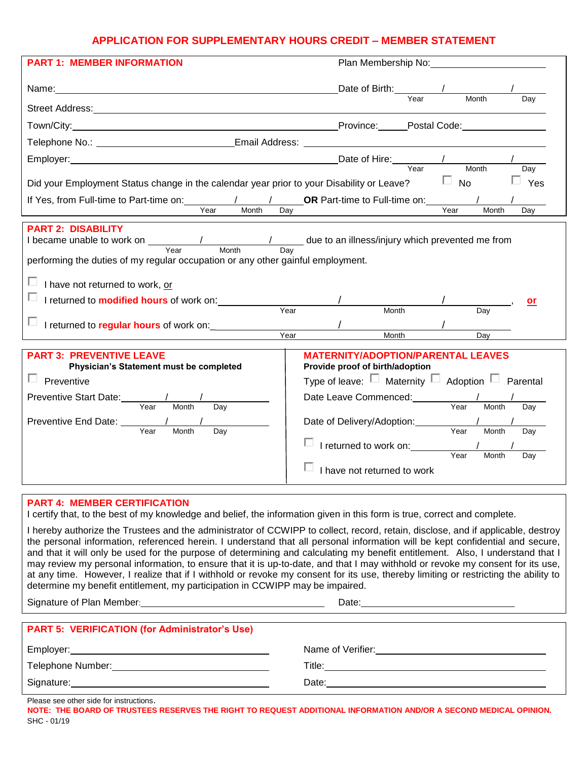# APPLICATION FOR SUPPLEMENTARY HOURS CREDIT – MEMBER STATEMENT

## PART 1: MEMBER INFORMATION

Plan Membership No: ____________________

Name: ____________________ Date of Birth: ______ / ______ / ______ (Year / Month / Day)

Street Address: ____________________

Town/City: ____________________ Province: ______ Postal Code: ____________

Telephone No.: ____________________ Email Address: ____________________

Employer: ____________________ Date of Hire: ______ / ______ / ______ (Year / Month / Day)

Did your Employment Status change in the calendar year prior to your Disability or Leave? ☐ No ☐ Yes

If Yes, from Full-time to Part-time on: ______ / ______ / ______ (Year / Month / Day) **OR** Part-time to Full-time on: ______ / ______ / ______ (Year / Month / Day)

## PART 2: DISABILITY

I became unable to work on ______ / ______ / ______ (Year / Month / Day) due to an illness/injury which prevented me from performing the duties of my regular occupation or any other gainful employment.

☐ I have not returned to work, or

☐ I returned to **modified hours** of work on: ______ / ______ / ______ (Year / Month / Day), **or**

☐ I returned to **regular hours** of work on: ______ / ______ / ______ (Year / Month / Day)

## PART 3: PREVENTIVE LEAVE

**Physician's Statement must be completed**

☐ Preventive

Preventive Start Date: ______ / ______ / ______ (Year / Month / Day)

Preventive End Date: ______ / ______ / ______ (Year / Month / Day)

## MATERNITY/ADOPTION/PARENTAL LEAVES

**Provide proof of birth/adoption**

Type of leave: ☐ Maternity ☐ Adoption ☐ Parental

Date Leave Commenced: ______ / ______ / ______ (Year / Month / Day)

Date of Delivery/Adoption: ______ / ______ / ______ (Year / Month / Day)

☐ I returned to work on: ______ / ______ / ______ (Year / Month / Day)

☐ I have not returned to work

## PART 4: MEMBER CERTIFICATION

I certify that, to the best of my knowledge and belief, the information given in this form is true, correct and complete.

I hereby authorize the Trustees and the administrator of CCWIPP to collect, record, retain, disclose, and if applicable, destroy the personal information, referenced herein. I understand that all personal information will be kept confidential and secure, and that it will only be used for the purpose of determining and calculating my benefit entitlement. Also, I understand that I may review my personal information, to ensure that it is up-to-date, and that I may withhold or revoke my consent for its use, at any time. However, I realize that if I withhold or revoke my consent for its use, thereby limiting or restricting the ability to determine my benefit entitlement, my participation in CCWIPP may be impaired.

Signature of Plan Member: ____________________ Date: ____________________

## PART 5: VERIFICATION (for Administrator's Use)

Employer: ____________________ Name of Verifier: ____________________

Telephone Number: ____________________ Title: ____________________

Signature: ____________________ Date: ____________________

Please see other side for instructions.

**NOTE: THE BOARD OF TRUSTEES RESERVES THE RIGHT TO REQUEST ADDITIONAL INFORMATION AND/OR A SECOND MEDICAL OPINION.**

SHC - 01/19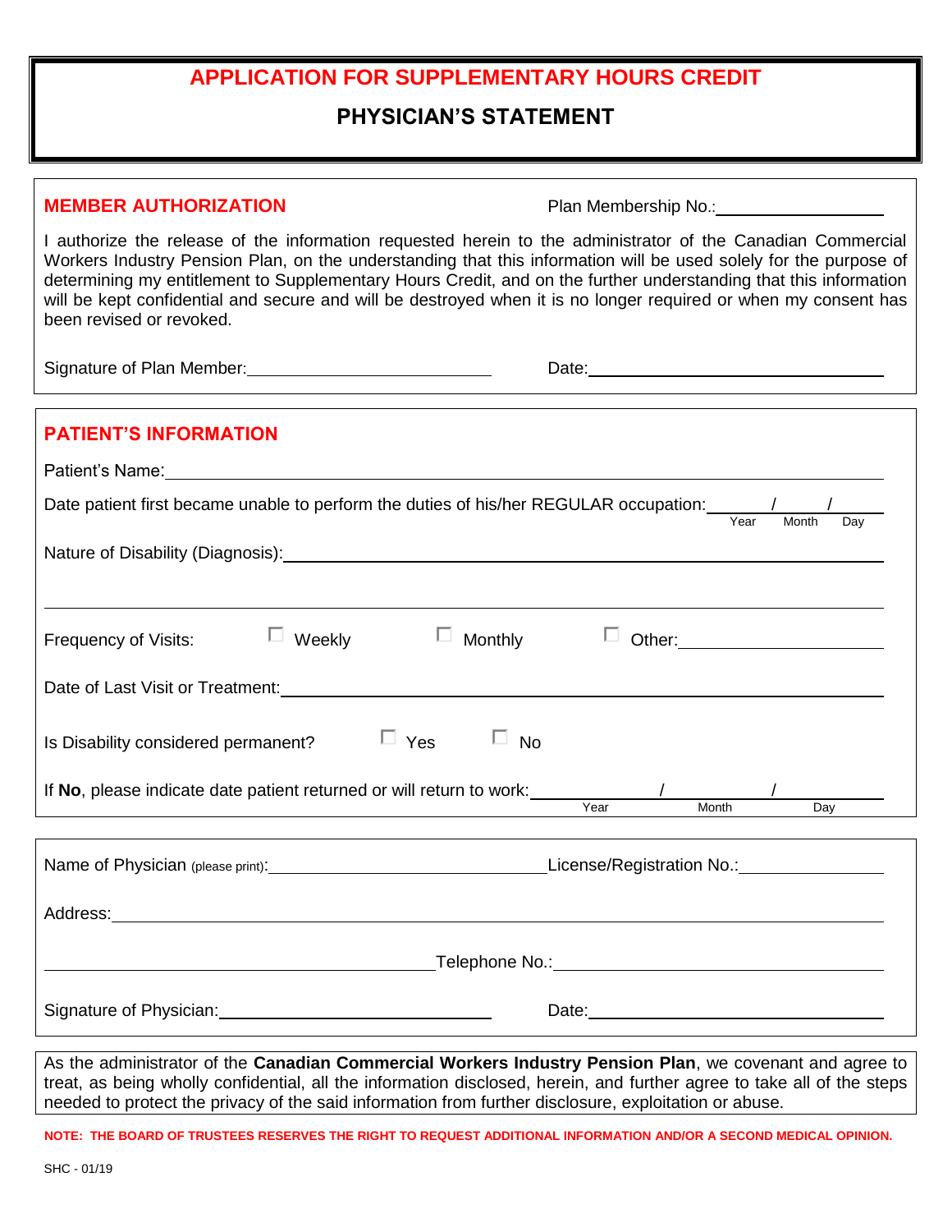# APPLICATION FOR SUPPLEMENTARY HOURS CREDIT

## PHYSICIAN'S STATEMENT

### MEMBER AUTHORIZATION

Plan Membership No.: ____________________

I authorize the release of the information requested herein to the administrator of the Canadian Commercial Workers Industry Pension Plan, on the understanding that this information will be used solely for the purpose of determining my entitlement to Supplementary Hours Credit, and on the further understanding that this information will be kept confidential and secure and will be destroyed when it is no longer required or when my consent has been revised or revoked.

Signature of Plan Member: ____________________ Date: ____________________

### PATIENT'S INFORMATION

Patient's Name: ____________________

Date patient first became unable to perform the duties of his/her REGULAR occupation: ______ / ______ / ______ (Year / Month / Day)

Nature of Disability (Diagnosis): ____________________

Frequency of Visits: ☐ Weekly ☐ Monthly ☐ Other: ____________________

Date of Last Visit or Treatment: ____________________

Is Disability considered permanent? ☐ Yes ☐ No

If **No**, please indicate date patient returned or will return to work: ______ / ______ / ______ (Year / Month / Day)

Name of Physician (please print): ____________________ License/Registration No.: ____________________

Address: ____________________

____________________ Telephone No.: ____________________

Signature of Physician: ____________________ Date: ____________________

As the administrator of the **Canadian Commercial Workers Industry Pension Plan**, we covenant and agree to treat, as being wholly confidential, all the information disclosed, herein, and further agree to take all of the steps needed to protect the privacy of the said information from further disclosure, exploitation or abuse.

**NOTE: THE BOARD OF TRUSTEES RESERVES THE RIGHT TO REQUEST ADDITIONAL INFORMATION AND/OR A SECOND MEDICAL OPINION.**

SHC - 01/19